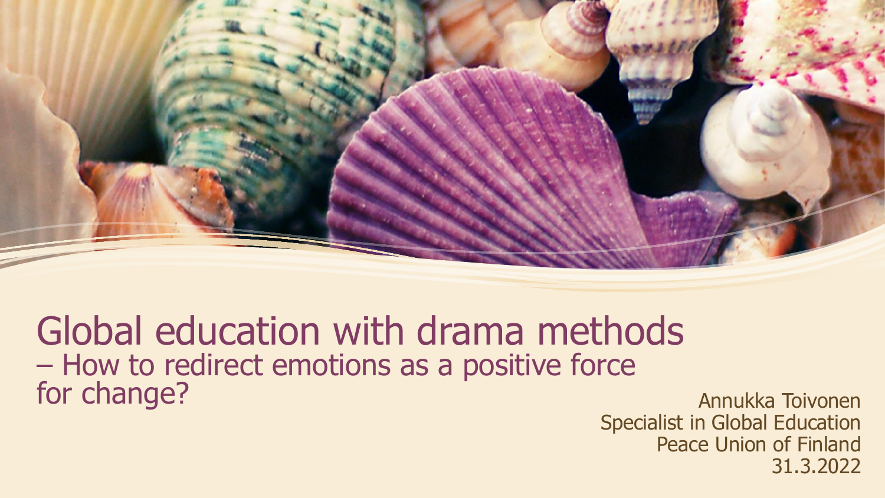# Global education with drama methods

## – How to redirect emotions as a positive force for change?

Annukka Toivonen
Specialist in Global Education
Peace Union of Finland
31.3.2022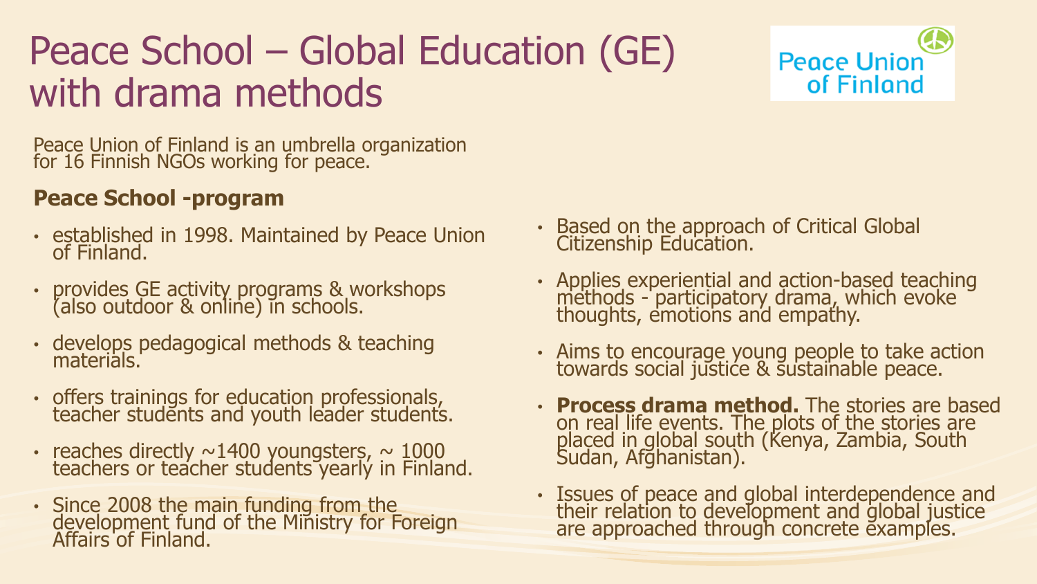# Peace School – Global Education (GE) with drama methods

Peace Union of Finland

Peace Union of Finland is an umbrella organization for 16 Finnish NGOs working for peace.

**Peace School -program**

- established in 1998. Maintained by Peace Union of Finland.
- provides GE activity programs & workshops (also outdoor & online) in schools.
- develops pedagogical methods & teaching materials.
- offers trainings for education professionals, teacher students and youth leader students.
- reaches directly ~1400 youngsters, ~ 1000 teachers or teacher students yearly in Finland.
- Since 2008 the main funding from the development fund of the Ministry for Foreign Affairs of Finland.
- Based on the approach of Critical Global Citizenship Education.
- Applies experiential and action-based teaching methods - participatory drama, which evoke thoughts, emotions and empathy.
- Aims to encourage young people to take action towards social justice & sustainable peace.
- **Process drama method.** The stories are based on real life events. The plots of the stories are placed in global south (Kenya, Zambia, South Sudan, Afghanistan).
- Issues of peace and global interdependence and their relation to development and global justice are approached through concrete examples.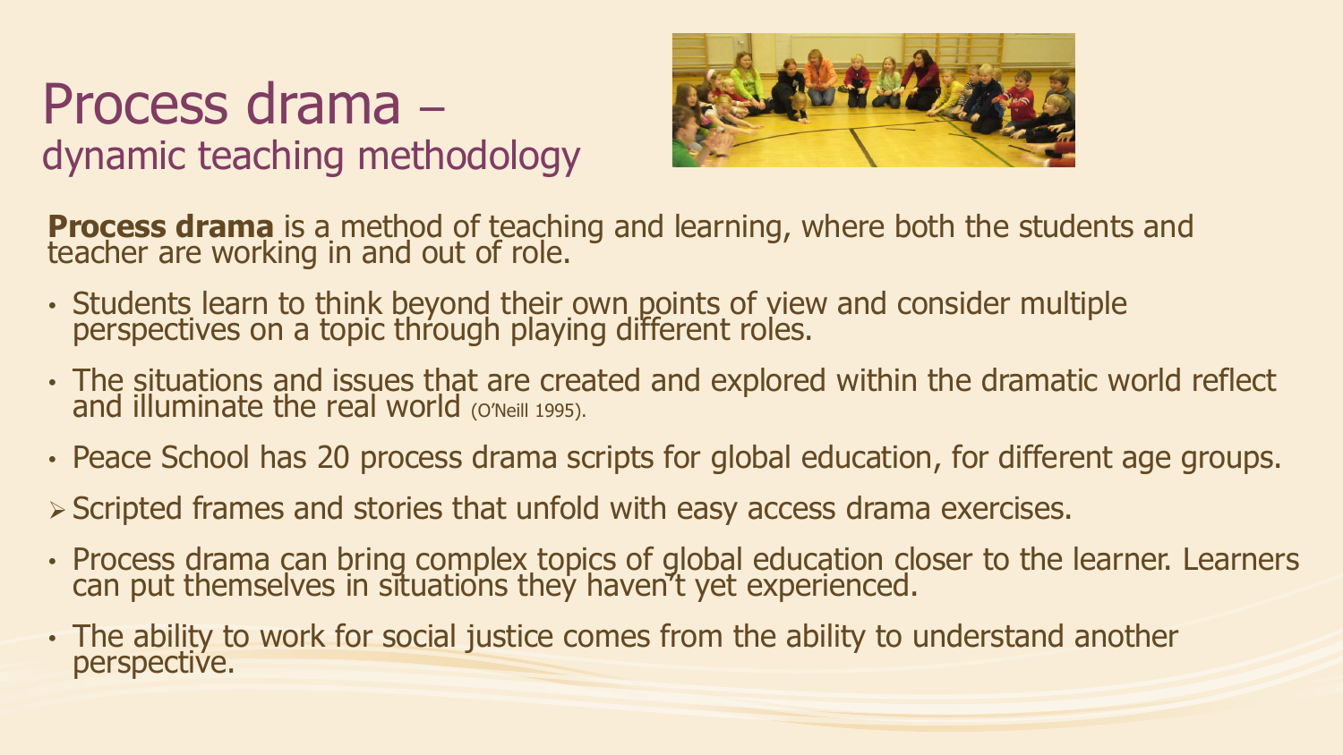# Process drama –
## dynamic teaching methodology

**Process drama** is a method of teaching and learning, where both the students and teacher are working in and out of role.

- Students learn to think beyond their own points of view and consider multiple perspectives on a topic through playing different roles.
- The situations and issues that are created and explored within the dramatic world reflect and illuminate the real world (O'Neill 1995).
- Peace School has 20 process drama scripts for global education, for different age groups.

➢ Scripted frames and stories that unfold with easy access drama exercises.

- Process drama can bring complex topics of global education closer to the learner. Learners can put themselves in situations they haven't yet experienced.
- The ability to work for social justice comes from the ability to understand another perspective.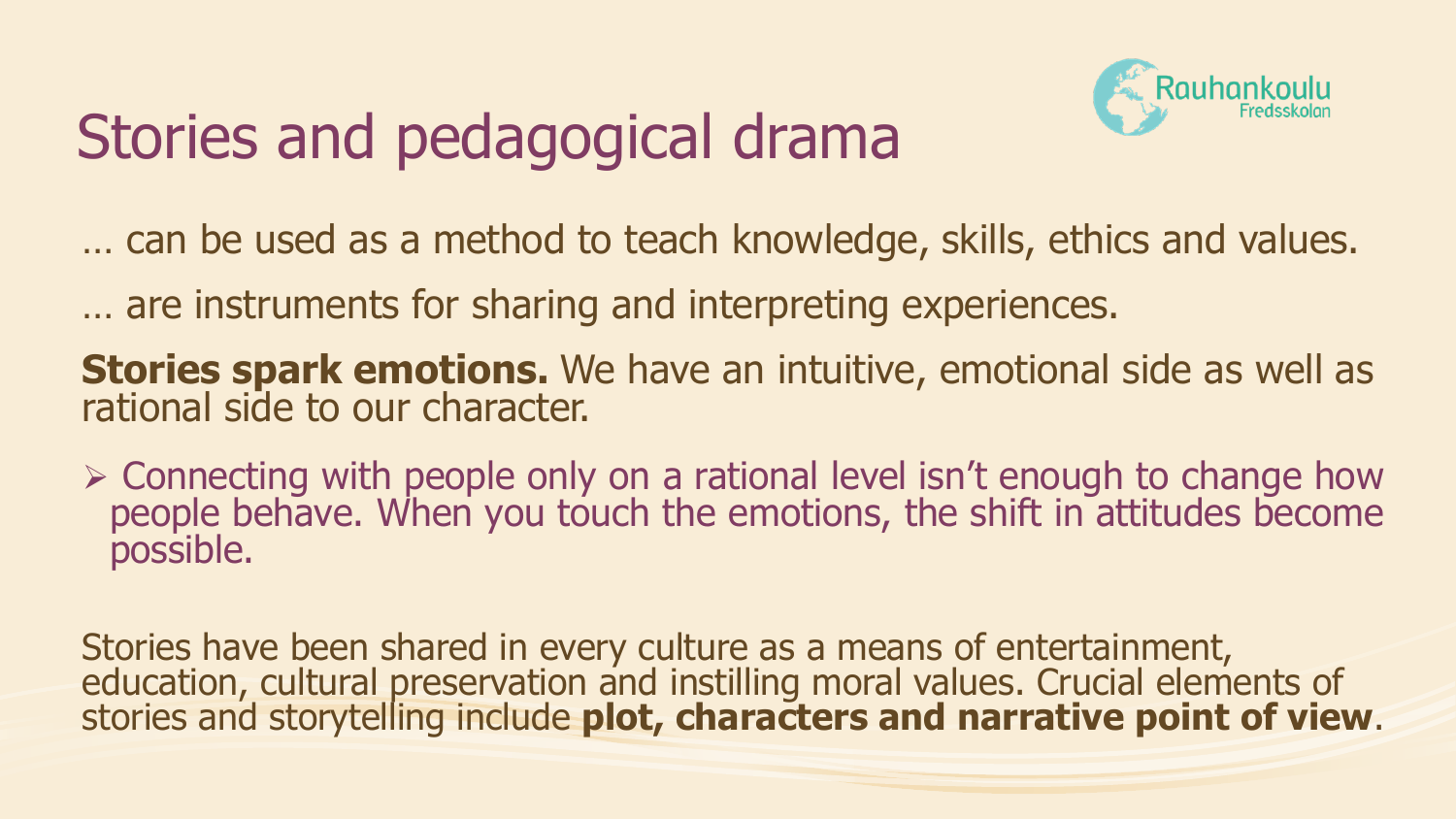# Stories and pedagogical drama

… can be used as a method to teach knowledge, skills, ethics and values.

… are instruments for sharing and interpreting experiences.

**Stories spark emotions.** We have an intuitive, emotional side as well as rational side to our character.

- Connecting with people only on a rational level isn't enough to change how people behave. When you touch the emotions, the shift in attitudes become possible.

Stories have been shared in every culture as a means of entertainment, education, cultural preservation and instilling moral values. Crucial elements of stories and storytelling include **plot, characters and narrative point of view**.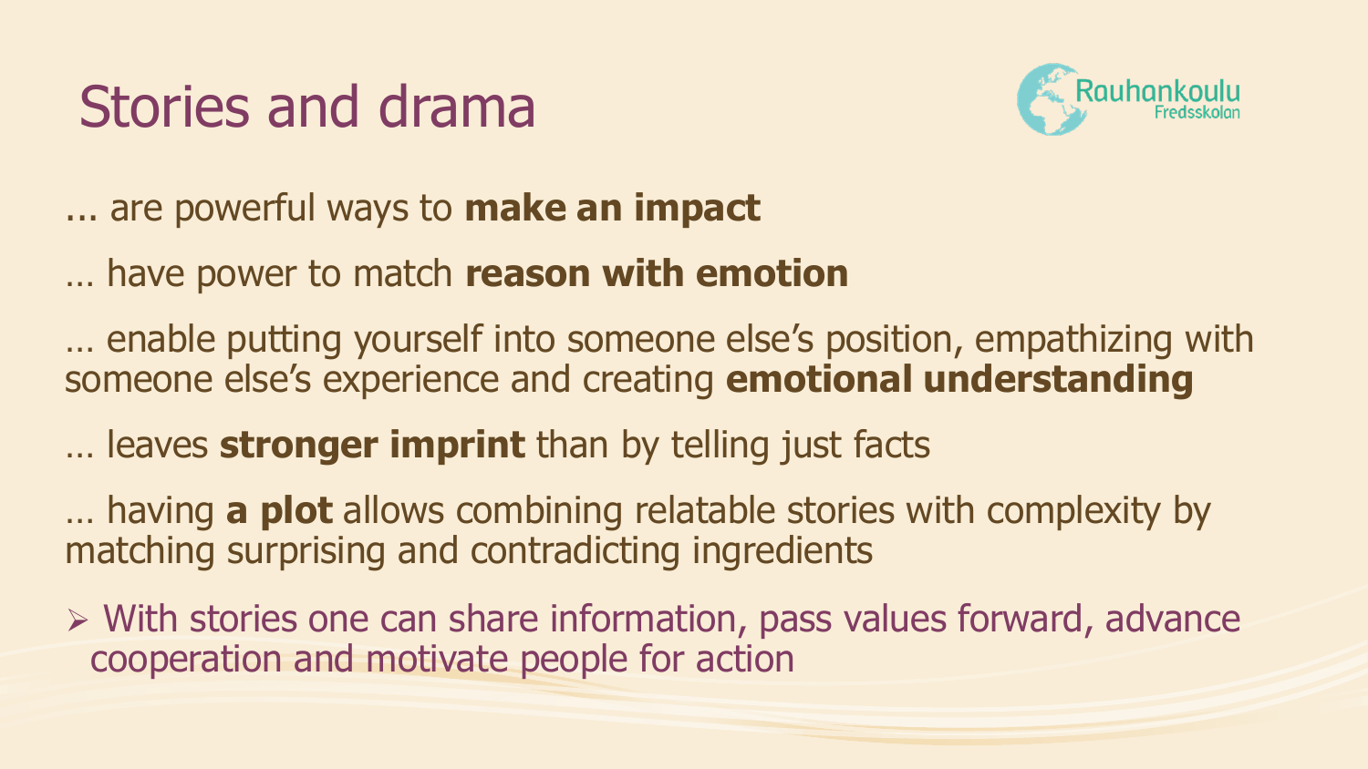# Stories and drama

... are powerful ways to **make an impact**

… have power to match **reason with emotion**

… enable putting yourself into someone else's position, empathizing with someone else's experience and creating **emotional understanding**

… leaves **stronger imprint** than by telling just facts

… having **a plot** allows combining relatable stories with complexity by matching surprising and contradicting ingredients

- With stories one can share information, pass values forward, advance cooperation and motivate people for action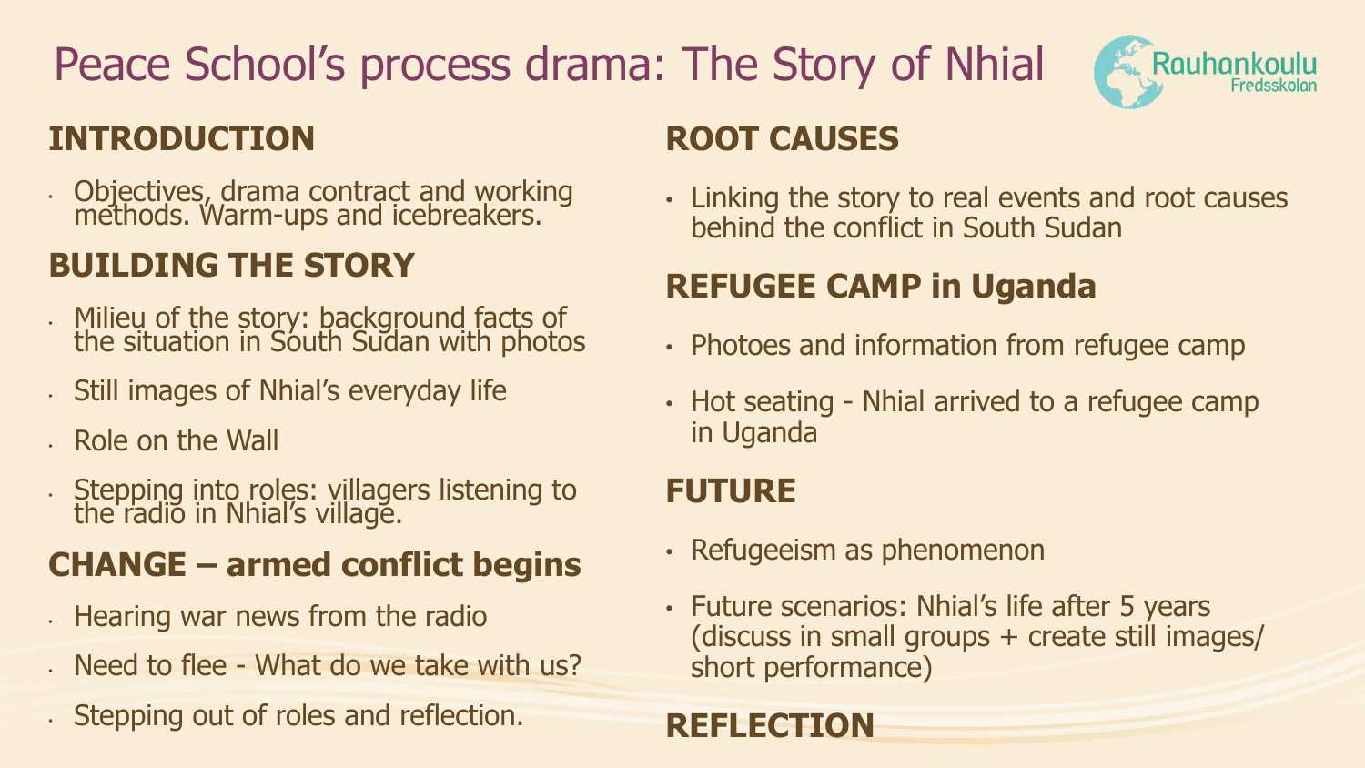# Peace School's process drama: The Story of Nhial

Rauhankoulu Fredsskolan

## INTRODUCTION

- Objectives, drama contract and working methods. Warm-ups and icebreakers.

## BUILDING THE STORY

- Milieu of the story: background facts of the situation in South Sudan with photos
- Still images of Nhial's everyday life
- Role on the Wall
- Stepping into roles: villagers listening to the radio in Nhial's village.

## CHANGE – armed conflict begins

- Hearing war news from the radio
- Need to flee - What do we take with us?
- Stepping out of roles and reflection.

## ROOT CAUSES

- Linking the story to real events and root causes behind the conflict in South Sudan

## REFUGEE CAMP in Uganda

- Photoes and information from refugee camp
- Hot seating - Nhial arrived to a refugee camp in Uganda

## FUTURE

- Refugeeism as phenomenon
- Future scenarios: Nhial's life after 5 years (discuss in small groups + create still images/ short performance)

## REFLECTION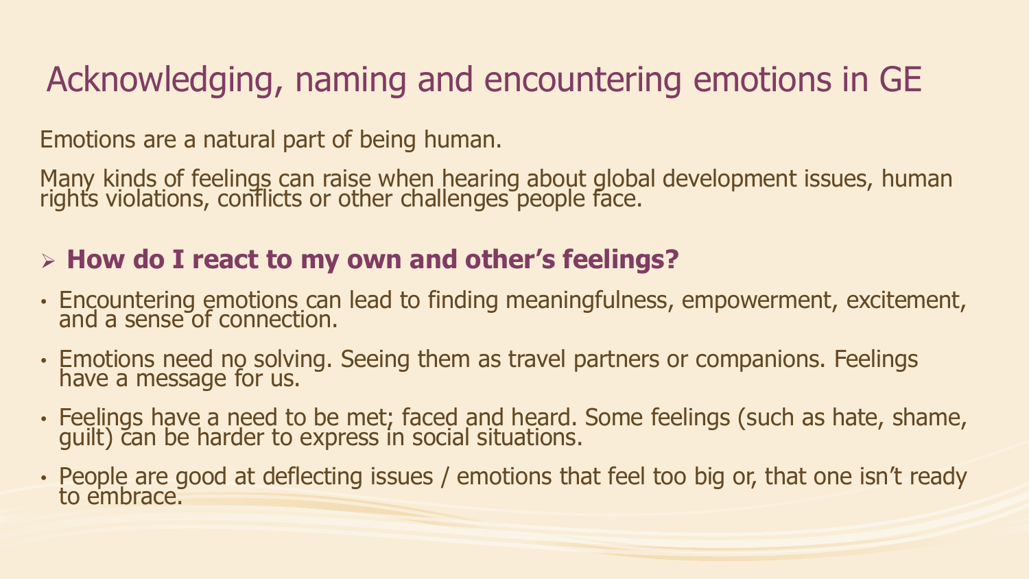# Acknowledging, naming and encountering emotions in GE

Emotions are a natural part of being human.

Many kinds of feelings can raise when hearing about global development issues, human rights violations, conflicts or other challenges people face.

## ➢ **How do I react to my own and other's feelings?**

- Encountering emotions can lead to finding meaningfulness, empowerment, excitement, and a sense of connection.
- Emotions need no solving. Seeing them as travel partners or companions. Feelings have a message for us.
- Feelings have a need to be met; faced and heard. Some feelings (such as hate, shame, guilt) can be harder to express in social situations.
- People are good at deflecting issues / emotions that feel too big or, that one isn't ready to embrace.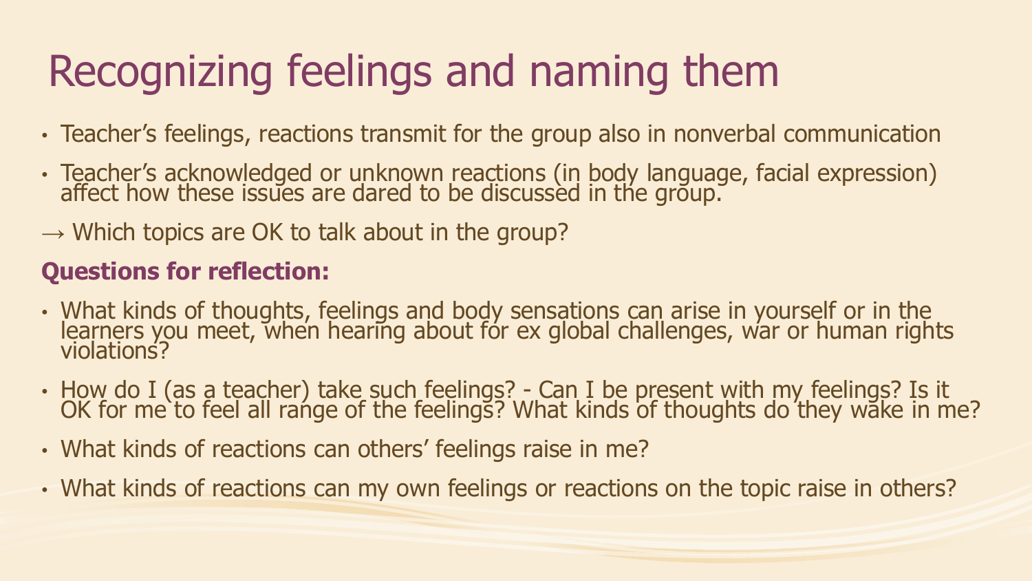# Recognizing feelings and naming them

- Teacher's feelings, reactions transmit for the group also in nonverbal communication
- Teacher's acknowledged or unknown reactions (in body language, facial expression) affect how these issues are dared to be discussed in the group.

→ Which topics are OK to talk about in the group?

**Questions for reflection:**

- What kinds of thoughts, feelings and body sensations can arise in yourself or in the learners you meet, when hearing about for ex global challenges, war or human rights violations?
- How do I (as a teacher) take such feelings? - Can I be present with my feelings? Is it OK for me to feel all range of the feelings? What kinds of thoughts do they wake in me?
- What kinds of reactions can others' feelings raise in me?
- What kinds of reactions can my own feelings or reactions on the topic raise in others?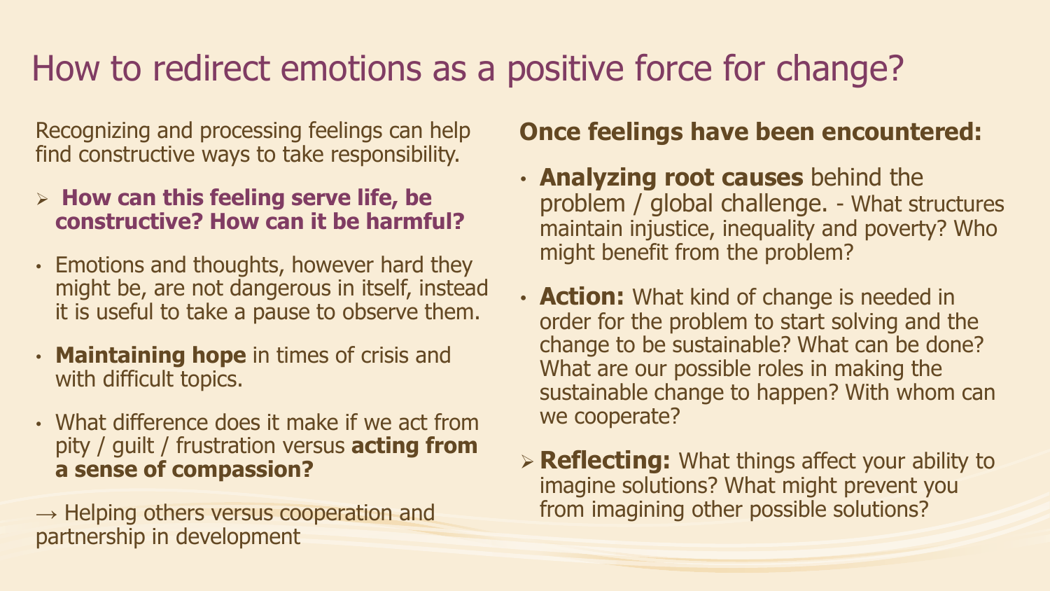# How to redirect emotions as a positive force for change?

Recognizing and processing feelings can help find constructive ways to take responsibility.

- **How can this feeling serve life, be constructive? How can it be harmful?**

- Emotions and thoughts, however hard they might be, are not dangerous in itself, instead it is useful to take a pause to observe them.
- **Maintaining hope** in times of crisis and with difficult topics.
- What difference does it make if we act from pity / guilt / frustration versus **acting from a sense of compassion?**

→ Helping others versus cooperation and partnership in development

## Once feelings have been encountered:

- **Analyzing root causes** behind the problem / global challenge. - What structures maintain injustice, inequality and poverty? Who might benefit from the problem?
- **Action:** What kind of change is needed in order for the problem to start solving and the change to be sustainable? What can be done? What are our possible roles in making the sustainable change to happen? With whom can we cooperate?

- **Reflecting:** What things affect your ability to imagine solutions? What might prevent you from imagining other possible solutions?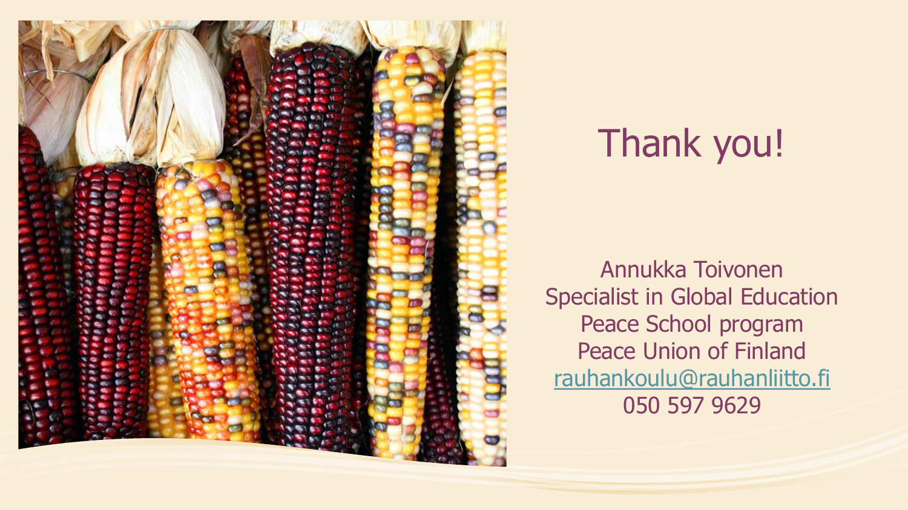# Thank you!

Annukka Toivonen
Specialist in Global Education
Peace School program
Peace Union of Finland
rauhankoulu@rauhanliitto.fi
050 597 9629